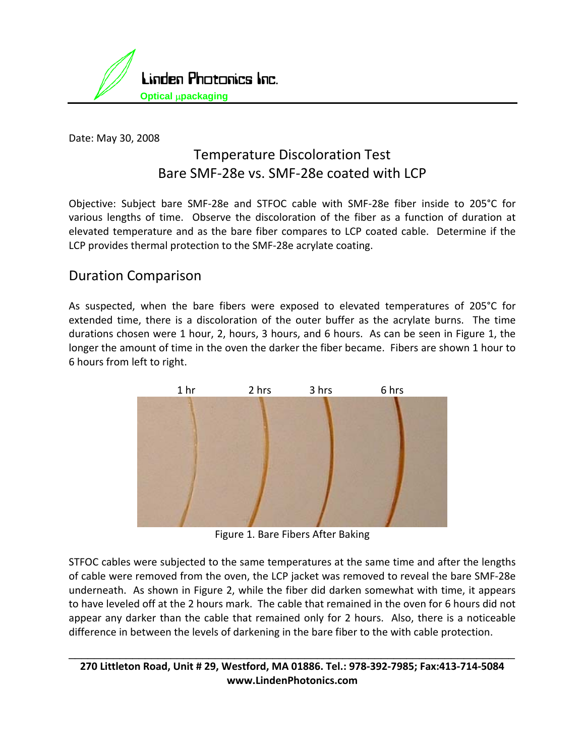Linden Photonics Inc.

Optical μpackaging

Date: May 30, 2008

# Temperature Discoloration Test
# Bare SMF-28e vs. SMF-28e coated with LCP

Objective: Subject bare SMF-28e and STFOC cable with SMF-28e fiber inside to 205°C for various lengths of time. Observe the discoloration of the fiber as a function of duration at elevated temperature and as the bare fiber compares to LCP coated cable. Determine if the LCP provides thermal protection to the SMF-28e acrylate coating.

## Duration Comparison

As suspected, when the bare fibers were exposed to elevated temperatures of 205°C for extended time, there is a discoloration of the outer buffer as the acrylate burns. The time durations chosen were 1 hour, 2, hours, 3 hours, and 6 hours. As can be seen in Figure 1, the longer the amount of time in the oven the darker the fiber became. Fibers are shown 1 hour to 6 hours from left to right.

1 hr 2 hrs 3 hrs 6 hrs

Figure 1. Bare Fibers After Baking

STFOC cables were subjected to the same temperatures at the same time and after the lengths of cable were removed from the oven, the LCP jacket was removed to reveal the bare SMF-28e underneath. As shown in Figure 2, while the fiber did darken somewhat with time, it appears to have leveled off at the 2 hours mark. The cable that remained in the oven for 6 hours did not appear any darker than the cable that remained only for 2 hours. Also, there is a noticeable difference in between the levels of darkening in the bare fiber to the with cable protection.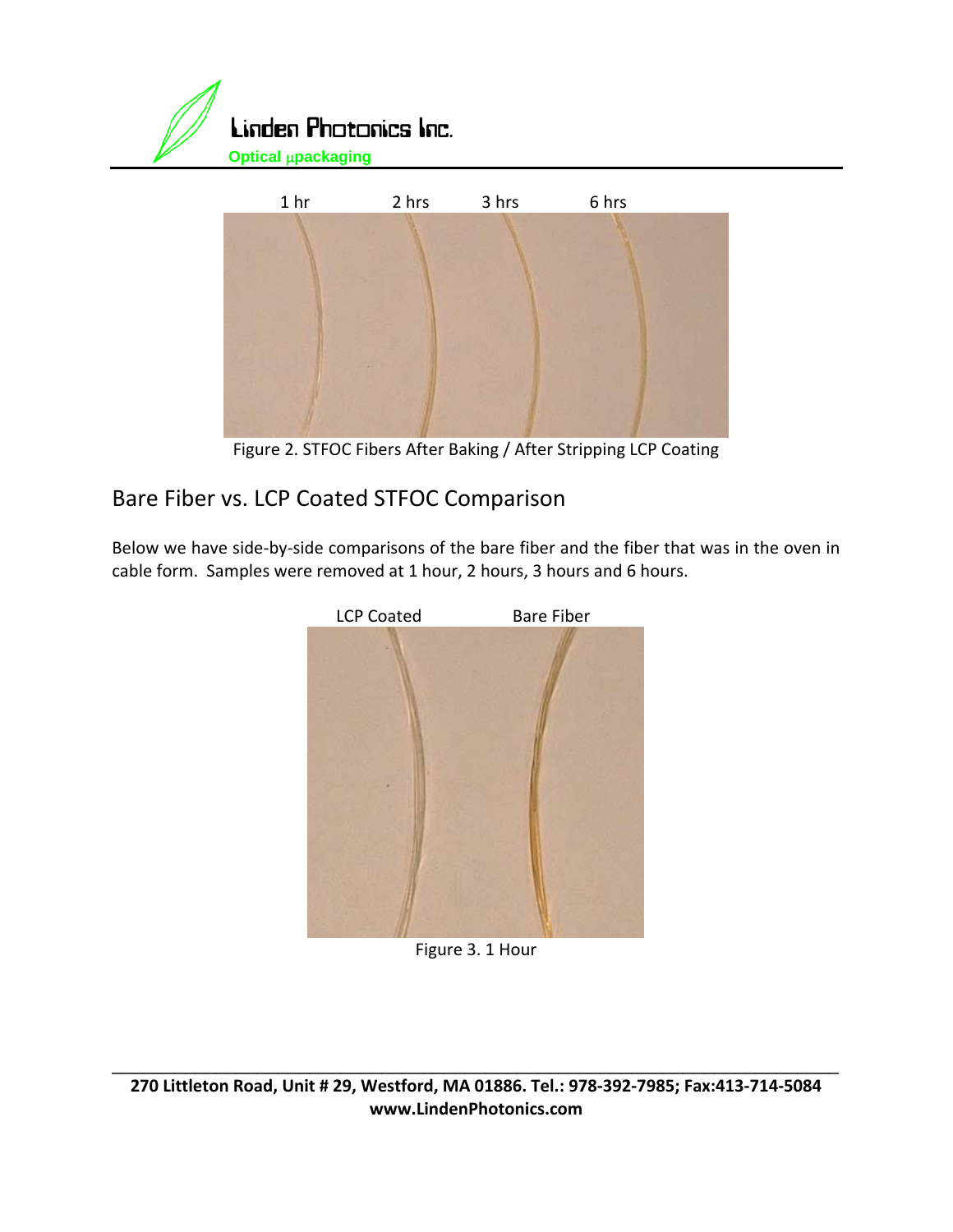1 hr 2 hrs 3 hrs 6 hrs

Figure 2. STFOC Fibers After Baking / After Stripping LCP Coating

## Bare Fiber vs. LCP Coated STFOC Comparison

Below we have side-by-side comparisons of the bare fiber and the fiber that was in the oven in cable form. Samples were removed at 1 hour, 2 hours, 3 hours and 6 hours.

LCP Coated Bare Fiber

Figure 3. 1 Hour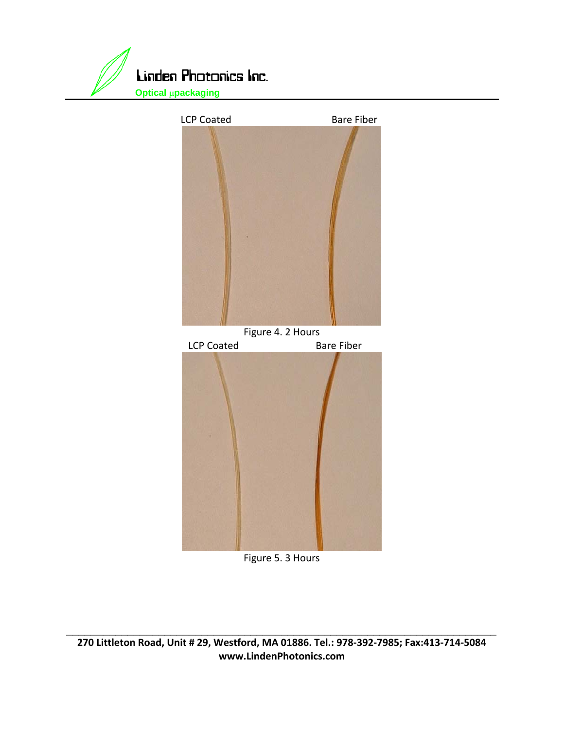LCP Coated Bare Fiber

Figure 4. 2 Hours

LCP Coated Bare Fiber

Figure 5. 3 Hours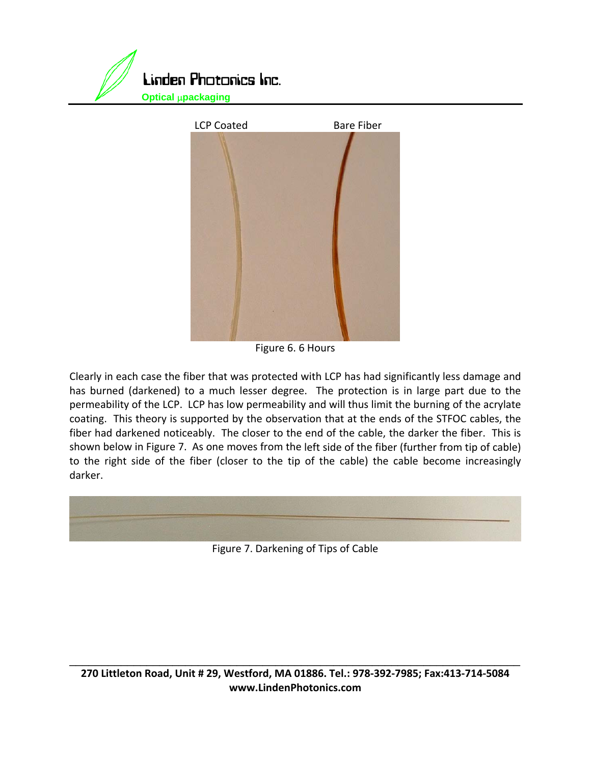LCP Coated Bare Fiber

Figure 6. 6 Hours

Clearly in each case the fiber that was protected with LCP has had significantly less damage and has burned (darkened) to a much lesser degree. The protection is in large part due to the permeability of the LCP. LCP has low permeability and will thus limit the burning of the acrylate coating. This theory is supported by the observation that at the ends of the STFOC cables, the fiber had darkened noticeably. The closer to the end of the cable, the darker the fiber. This is shown below in Figure 7. As one moves from the left side of the fiber (further from tip of cable) to the right side of the fiber (closer to the tip of the cable) the cable become increasingly darker.

Figure 7. Darkening of Tips of Cable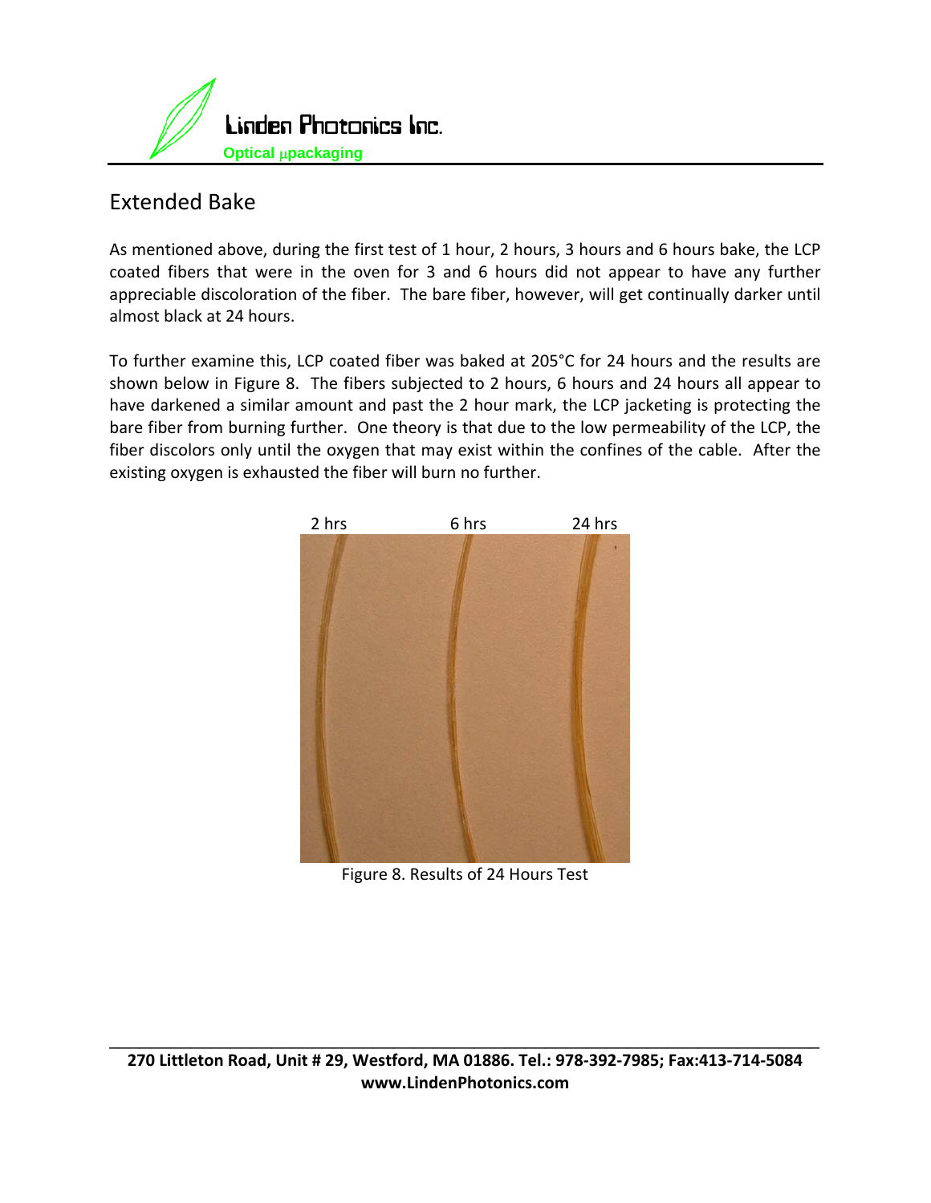## Extended Bake

As mentioned above, during the first test of 1 hour, 2 hours, 3 hours and 6 hours bake, the LCP coated fibers that were in the oven for 3 and 6 hours did not appear to have any further appreciable discoloration of the fiber. The bare fiber, however, will get continually darker until almost black at 24 hours.

To further examine this, LCP coated fiber was baked at 205°C for 24 hours and the results are shown below in Figure 8. The fibers subjected to 2 hours, 6 hours and 24 hours all appear to have darkened a similar amount and past the 2 hour mark, the LCP jacketing is protecting the bare fiber from burning further. One theory is that due to the low permeability of the LCP, the fiber discolors only until the oxygen that may exist within the confines of the cable. After the existing oxygen is exhausted the fiber will burn no further.

2 hrs 6 hrs 24 hrs

Figure 8. Results of 24 Hours Test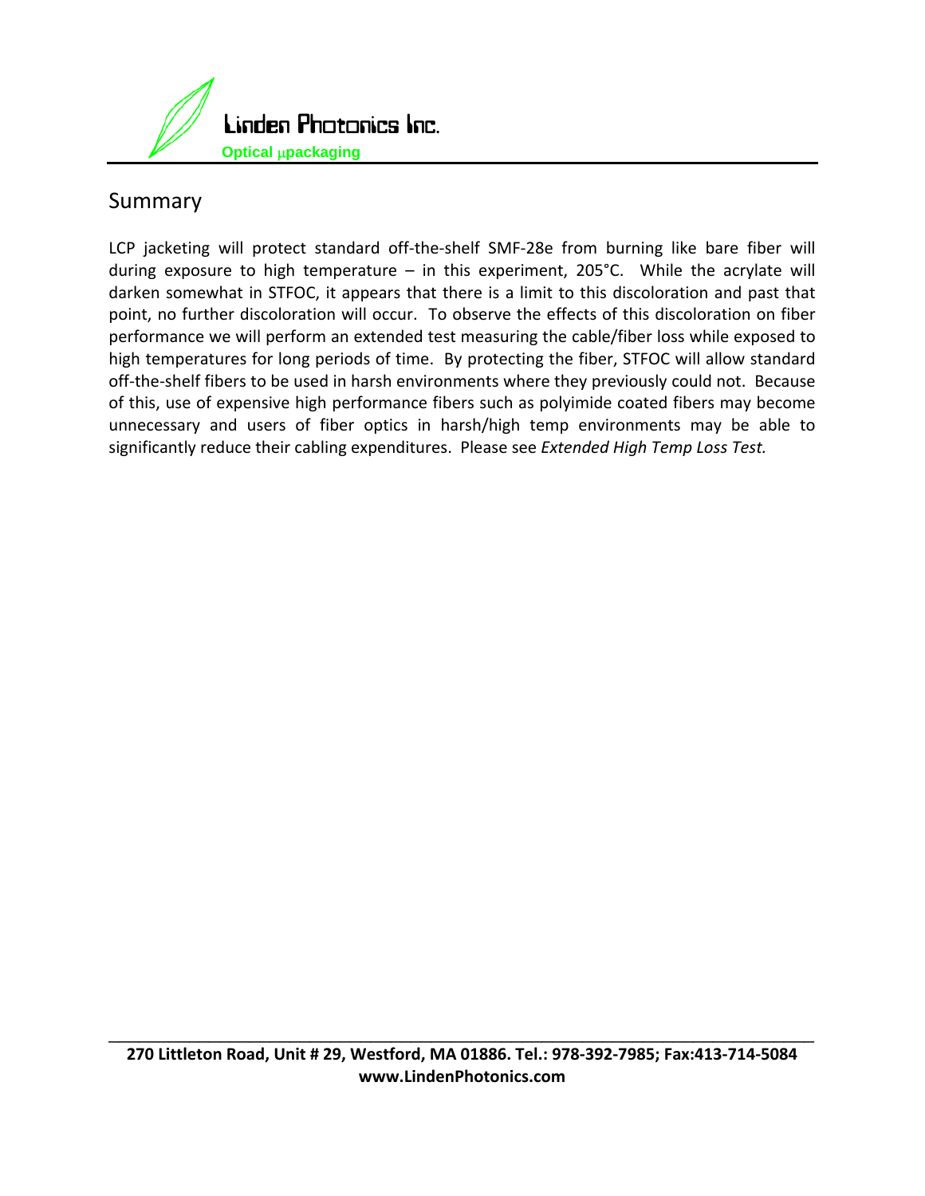## Summary

LCP jacketing will protect standard off-the-shelf SMF-28e from burning like bare fiber will during exposure to high temperature – in this experiment, 205°C. While the acrylate will darken somewhat in STFOC, it appears that there is a limit to this discoloration and past that point, no further discoloration will occur. To observe the effects of this discoloration on fiber performance we will perform an extended test measuring the cable/fiber loss while exposed to high temperatures for long periods of time. By protecting the fiber, STFOC will allow standard off-the-shelf fibers to be used in harsh environments where they previously could not. Because of this, use of expensive high performance fibers such as polyimide coated fibers may become unnecessary and users of fiber optics in harsh/high temp environments may be able to significantly reduce their cabling expenditures. Please see *Extended High Temp Loss Test.*